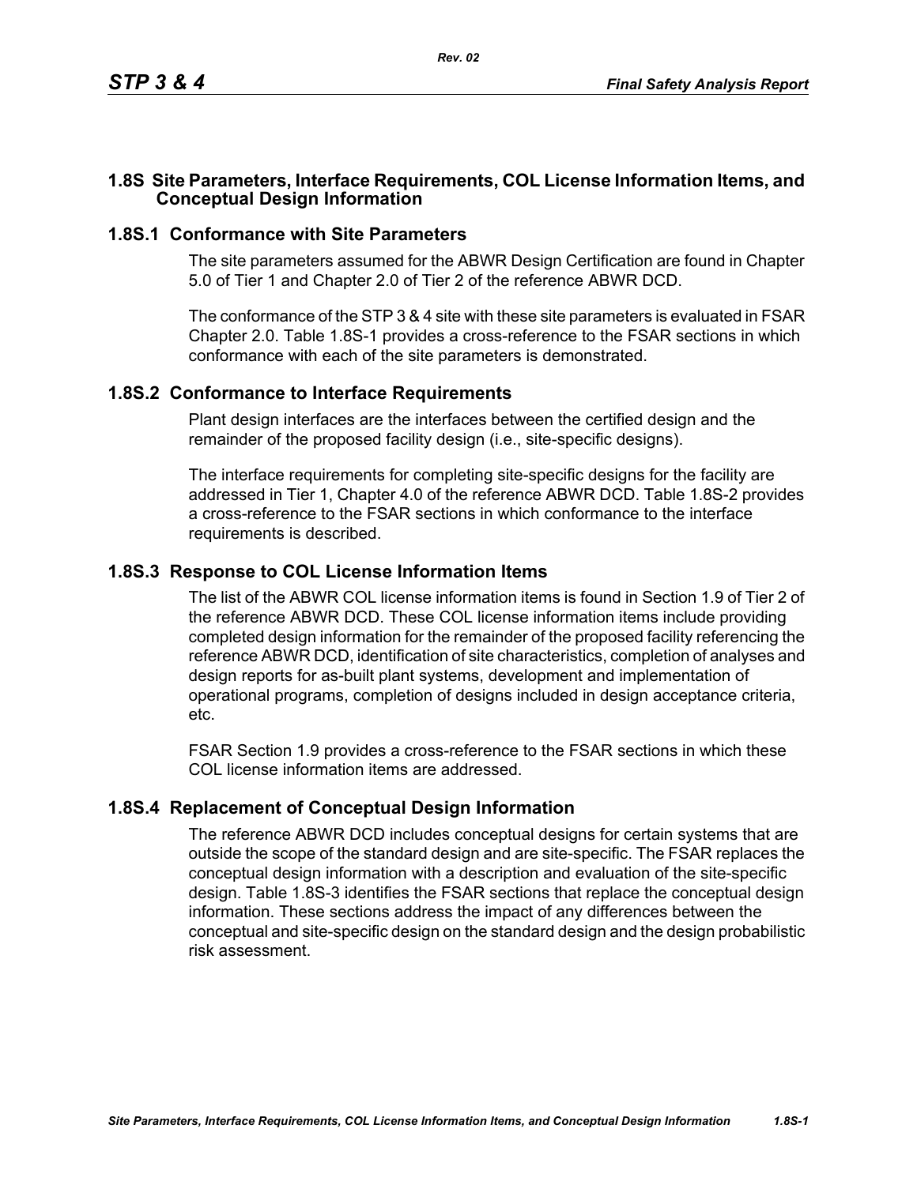## 1.8S Site Parameters, Interface Requirements, COL License Information Items, and Conceptual Design Information

### 1.8S.1 Conformance with Site Parameters

The site parameters assumed for the ABWR Design Certification are found in Chapter 5.0 of Tier 1 and Chapter 2.0 of Tier 2 of the reference ABWR DCD.

The conformance of the STP 3 & 4 site with these site parameters is evaluated in FSAR Chapter 2.0. Table 1.8S-1 provides a cross-reference to the FSAR sections in which conformance with each of the site parameters is demonstrated.

### 1.8S.2 Conformance to Interface Requirements

Plant design interfaces are the interfaces between the certified design and the remainder of the proposed facility design (i.e., site-specific designs).

The interface requirements for completing site-specific designs for the facility are addressed in Tier 1, Chapter 4.0 of the reference ABWR DCD. Table 1.8S-2 provides a cross-reference to the FSAR sections in which conformance to the interface requirements is described.

### 1.8S.3 Response to COL License Information Items

The list of the ABWR COL license information items is found in Section 1.9 of Tier 2 of the reference ABWR DCD. These COL license information items include providing completed design information for the remainder of the proposed facility referencing the reference ABWR DCD, identification of site characteristics, completion of analyses and design reports for as-built plant systems, development and implementation of operational programs, completion of designs included in design acceptance criteria, etc.

FSAR Section 1.9 provides a cross-reference to the FSAR sections in which these COL license information items are addressed.

### 1.8S.4 Replacement of Conceptual Design Information

The reference ABWR DCD includes conceptual designs for certain systems that are outside the scope of the standard design and are site-specific. The FSAR replaces the conceptual design information with a description and evaluation of the site-specific design. Table 1.8S-3 identifies the FSAR sections that replace the conceptual design information. These sections address the impact of any differences between the conceptual and site-specific design on the standard design and the design probabilistic risk assessment.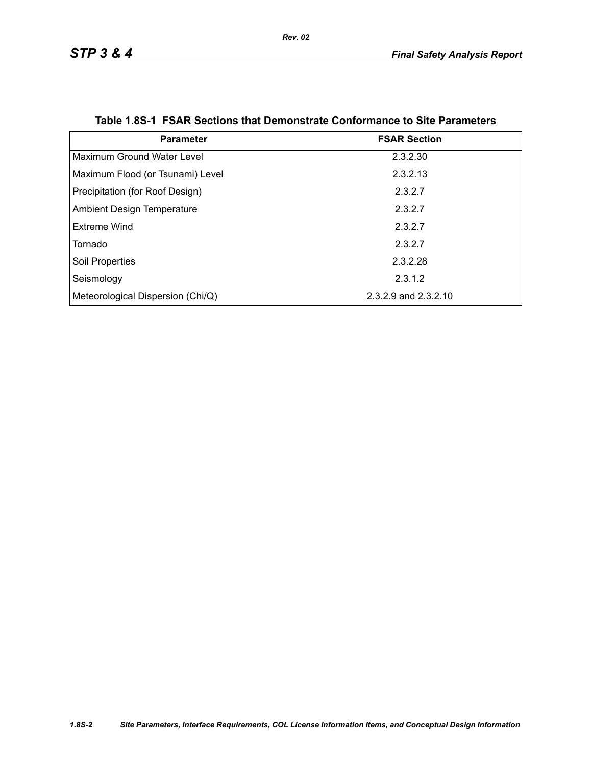**Table 1.8S-1 FSAR Sections that Demonstrate Conformance to Site Parameters**

| Parameter | FSAR Section |
|---|---|
| Maximum Ground Water Level | 2.3.2.30 |
| Maximum Flood (or Tsunami) Level | 2.3.2.13 |
| Precipitation (for Roof Design) | 2.3.2.7 |
| Ambient Design Temperature | 2.3.2.7 |
| Extreme Wind | 2.3.2.7 |
| Tornado | 2.3.2.7 |
| Soil Properties | 2.3.2.28 |
| Seismology | 2.3.1.2 |
| Meteorological Dispersion (Chi/Q) | 2.3.2.9 and 2.3.2.10 |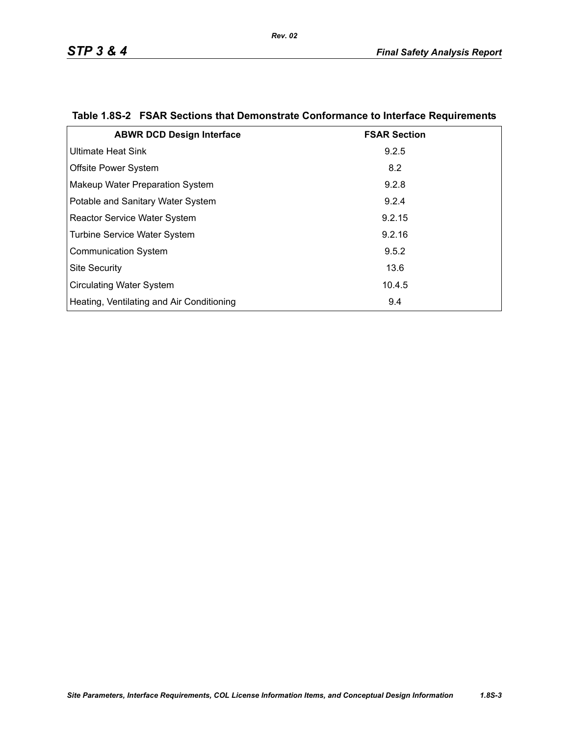## Table 1.8S-2 FSAR Sections that Demonstrate Conformance to Interface Requirements

| ABWR DCD Design Interface | FSAR Section |
|---|---|
| Ultimate Heat Sink | 9.2.5 |
| Offsite Power System | 8.2 |
| Makeup Water Preparation System | 9.2.8 |
| Potable and Sanitary Water System | 9.2.4 |
| Reactor Service Water System | 9.2.15 |
| Turbine Service Water System | 9.2.16 |
| Communication System | 9.5.2 |
| Site Security | 13.6 |
| Circulating Water System | 10.4.5 |
| Heating, Ventilating and Air Conditioning | 9.4 |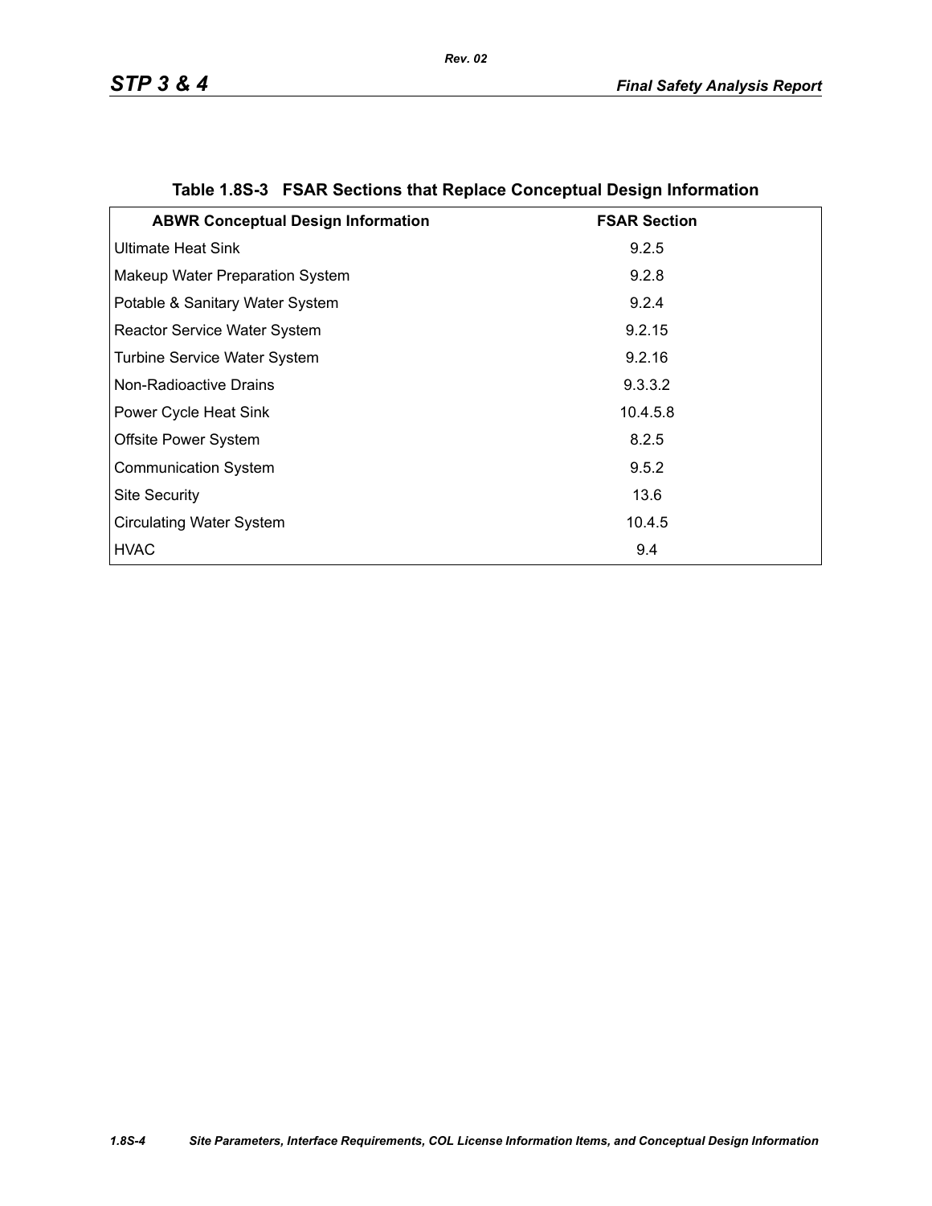**Table 1.8S-3 FSAR Sections that Replace Conceptual Design Information**

| ABWR Conceptual Design Information | FSAR Section |
| --- | --- |
| Ultimate Heat Sink | 9.2.5 |
| Makeup Water Preparation System | 9.2.8 |
| Potable & Sanitary Water System | 9.2.4 |
| Reactor Service Water System | 9.2.15 |
| Turbine Service Water System | 9.2.16 |
| Non-Radioactive Drains | 9.3.3.2 |
| Power Cycle Heat Sink | 10.4.5.8 |
| Offsite Power System | 8.2.5 |
| Communication System | 9.5.2 |
| Site Security | 13.6 |
| Circulating Water System | 10.4.5 |
| HVAC | 9.4 |